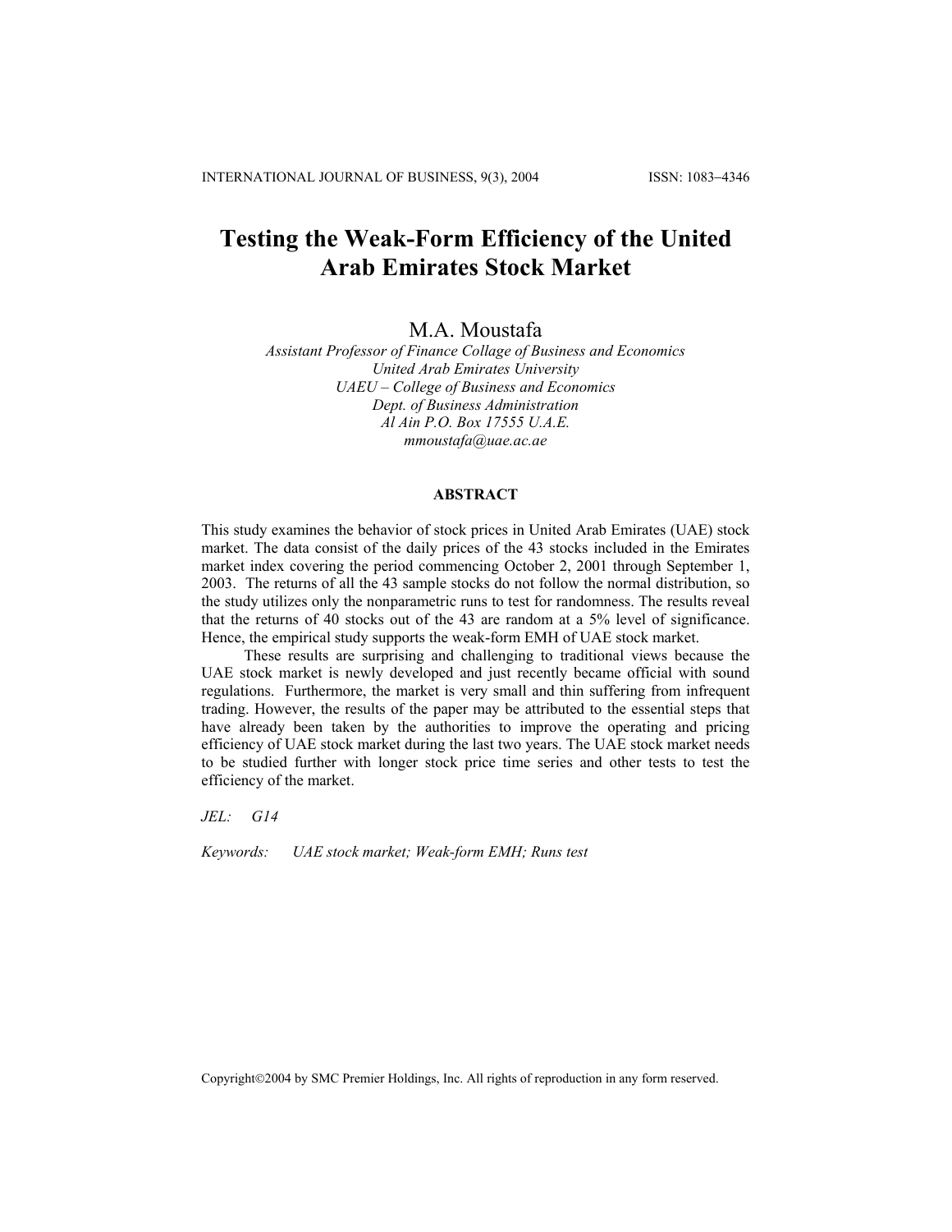# Testing the Weak-Form Efficiency of the United Arab Emirates Stock Market

M.A. Moustafa

*Assistant Professor of Finance Collage of Business and Economics*
*United Arab Emirates University*
*UAEU – College of Business and Economics*
*Dept. of Business Administration*
*Al Ain P.O. Box 17555 U.A.E.*
*mmoustafa@uae.ac.ae*

## ABSTRACT

This study examines the behavior of stock prices in United Arab Emirates (UAE) stock market. The data consist of the daily prices of the 43 stocks included in the Emirates market index covering the period commencing October 2, 2001 through September 1, 2003. The returns of all the 43 sample stocks do not follow the normal distribution, so the study utilizes only the nonparametric runs to test for randomness. The results reveal that the returns of 40 stocks out of the 43 are random at a 5% level of significance. Hence, the empirical study supports the weak-form EMH of UAE stock market.

These results are surprising and challenging to traditional views because the UAE stock market is newly developed and just recently became official with sound regulations. Furthermore, the market is very small and thin suffering from infrequent trading. However, the results of the paper may be attributed to the essential steps that have already been taken by the authorities to improve the operating and pricing efficiency of UAE stock market during the last two years. The UAE stock market needs to be studied further with longer stock price time series and other tests to test the efficiency of the market.

*JEL:* *G14*

*Keywords:* *UAE stock market; Weak-form EMH; Runs test*

Copyright©2004 by SMC Premier Holdings, Inc. All rights of reproduction in any form reserved.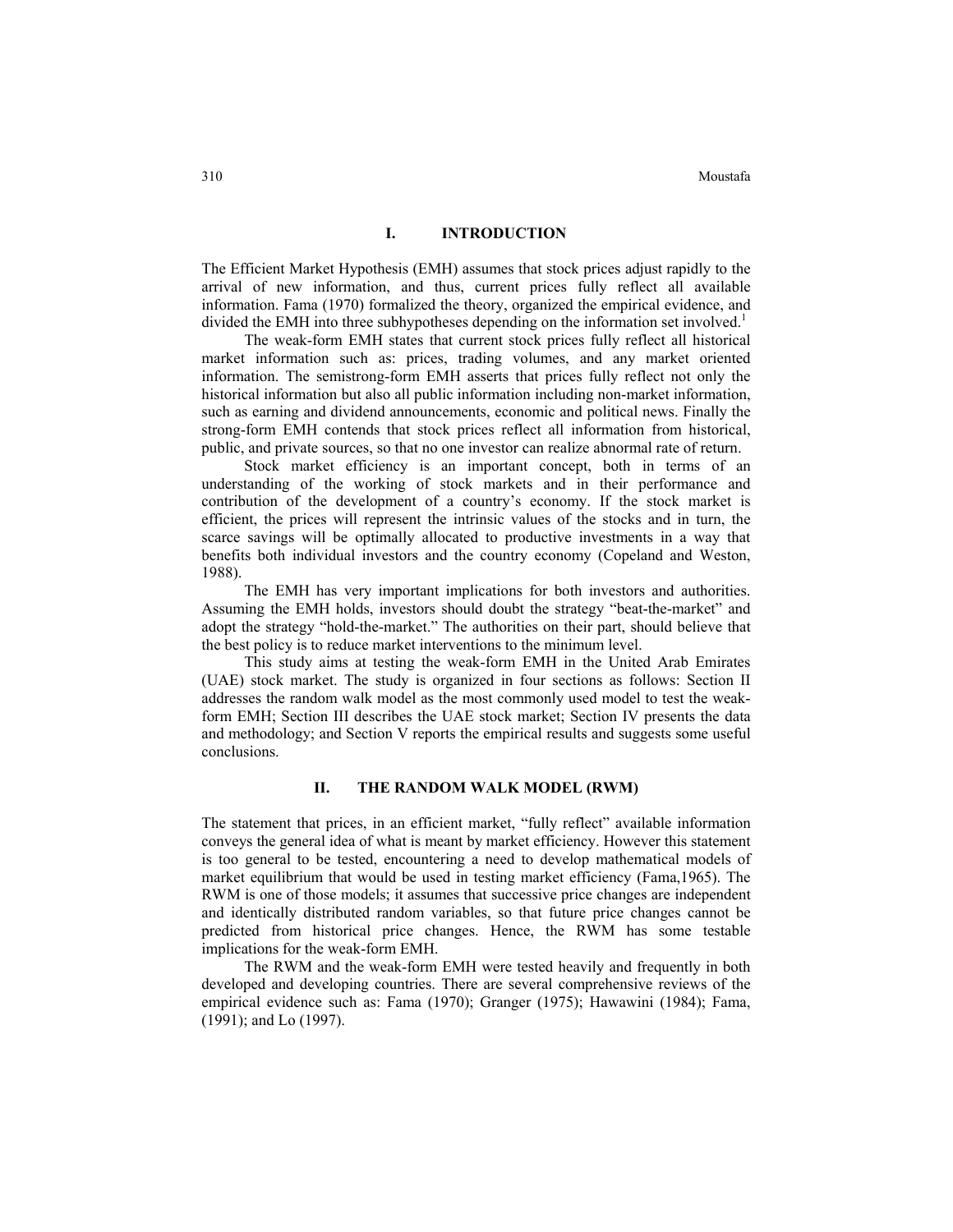## I. INTRODUCTION

The Efficient Market Hypothesis (EMH) assumes that stock prices adjust rapidly to the arrival of new information, and thus, current prices fully reflect all available information. Fama (1970) formalized the theory, organized the empirical evidence, and divided the EMH into three subhypotheses depending on the information set involved.[1]

The weak-form EMH states that current stock prices fully reflect all historical market information such as: prices, trading volumes, and any market oriented information. The semistrong-form EMH asserts that prices fully reflect not only the historical information but also all public information including non-market information, such as earning and dividend announcements, economic and political news. Finally the strong-form EMH contends that stock prices reflect all information from historical, public, and private sources, so that no one investor can realize abnormal rate of return.

Stock market efficiency is an important concept, both in terms of an understanding of the working of stock markets and in their performance and contribution of the development of a country's economy. If the stock market is efficient, the prices will represent the intrinsic values of the stocks and in turn, the scarce savings will be optimally allocated to productive investments in a way that benefits both individual investors and the country economy (Copeland and Weston, 1988).

The EMH has very important implications for both investors and authorities. Assuming the EMH holds, investors should doubt the strategy "beat-the-market" and adopt the strategy "hold-the-market." The authorities on their part, should believe that the best policy is to reduce market interventions to the minimum level.

This study aims at testing the weak-form EMH in the United Arab Emirates (UAE) stock market. The study is organized in four sections as follows: Section II addresses the random walk model as the most commonly used model to test the weak-form EMH; Section III describes the UAE stock market; Section IV presents the data and methodology; and Section V reports the empirical results and suggests some useful conclusions.

## II. THE RANDOM WALK MODEL (RWM)

The statement that prices, in an efficient market, "fully reflect" available information conveys the general idea of what is meant by market efficiency. However this statement is too general to be tested, encountering a need to develop mathematical models of market equilibrium that would be used in testing market efficiency (Fama,1965). The RWM is one of those models; it assumes that successive price changes are independent and identically distributed random variables, so that future price changes cannot be predicted from historical price changes. Hence, the RWM has some testable implications for the weak-form EMH.

The RWM and the weak-form EMH were tested heavily and frequently in both developed and developing countries. There are several comprehensive reviews of the empirical evidence such as: Fama (1970); Granger (1975); Hawawini (1984); Fama, (1991); and Lo (1997).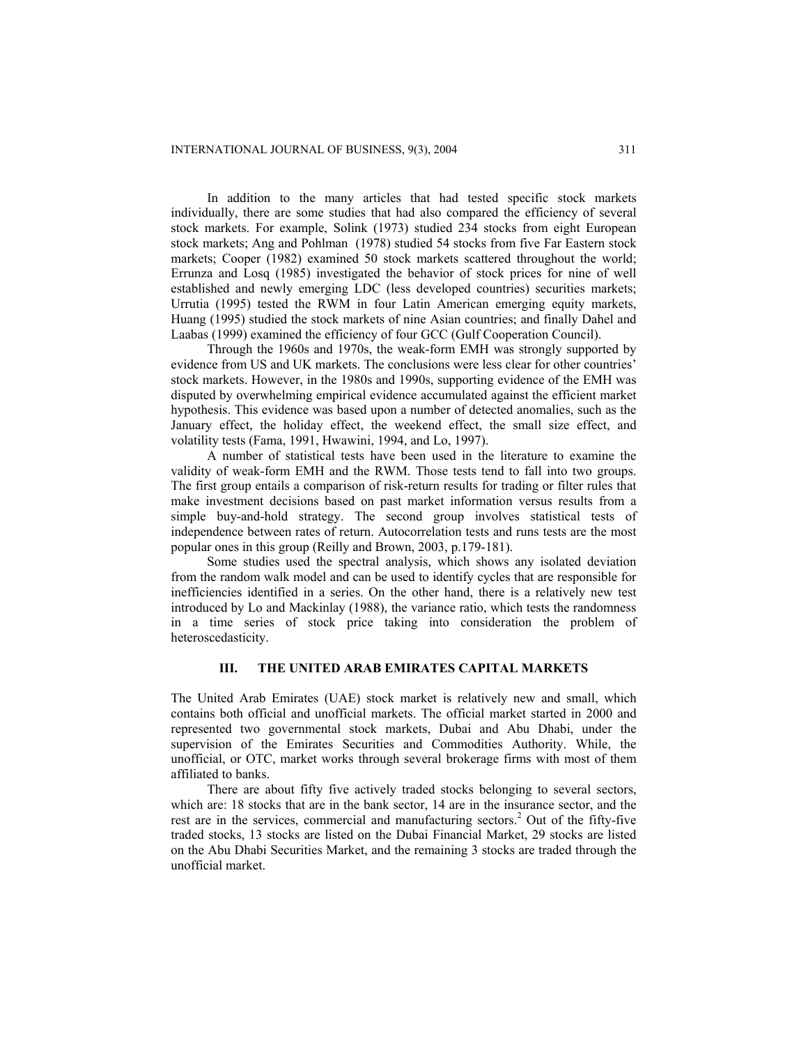In addition to the many articles that had tested specific stock markets individually, there are some studies that had also compared the efficiency of several stock markets. For example, Solink (1973) studied 234 stocks from eight European stock markets; Ang and Pohlman (1978) studied 54 stocks from five Far Eastern stock markets; Cooper (1982) examined 50 stock markets scattered throughout the world; Errunza and Losq (1985) investigated the behavior of stock prices for nine of well established and newly emerging LDC (less developed countries) securities markets; Urrutia (1995) tested the RWM in four Latin American emerging equity markets, Huang (1995) studied the stock markets of nine Asian countries; and finally Dahel and Laabas (1999) examined the efficiency of four GCC (Gulf Cooperation Council).

Through the 1960s and 1970s, the weak-form EMH was strongly supported by evidence from US and UK markets. The conclusions were less clear for other countries' stock markets. However, in the 1980s and 1990s, supporting evidence of the EMH was disputed by overwhelming empirical evidence accumulated against the efficient market hypothesis. This evidence was based upon a number of detected anomalies, such as the January effect, the holiday effect, the weekend effect, the small size effect, and volatility tests (Fama, 1991, Hwawini, 1994, and Lo, 1997).

A number of statistical tests have been used in the literature to examine the validity of weak-form EMH and the RWM. Those tests tend to fall into two groups. The first group entails a comparison of risk-return results for trading or filter rules that make investment decisions based on past market information versus results from a simple buy-and-hold strategy. The second group involves statistical tests of independence between rates of return. Autocorrelation tests and runs tests are the most popular ones in this group (Reilly and Brown, 2003, p.179-181).

Some studies used the spectral analysis, which shows any isolated deviation from the random walk model and can be used to identify cycles that are responsible for inefficiencies identified in a series. On the other hand, there is a relatively new test introduced by Lo and Mackinlay (1988), the variance ratio, which tests the randomness in a time series of stock price taking into consideration the problem of heteroscedasticity.

## III. THE UNITED ARAB EMIRATES CAPITAL MARKETS

The United Arab Emirates (UAE) stock market is relatively new and small, which contains both official and unofficial markets. The official market started in 2000 and represented two governmental stock markets, Dubai and Abu Dhabi, under the supervision of the Emirates Securities and Commodities Authority. While, the unofficial, or OTC, market works through several brokerage firms with most of them affiliated to banks.

There are about fifty five actively traded stocks belonging to several sectors, which are: 18 stocks that are in the bank sector, 14 are in the insurance sector, and the rest are in the services, commercial and manufacturing sectors.[2] Out of the fifty-five traded stocks, 13 stocks are listed on the Dubai Financial Market, 29 stocks are listed on the Abu Dhabi Securities Market, and the remaining 3 stocks are traded through the unofficial market.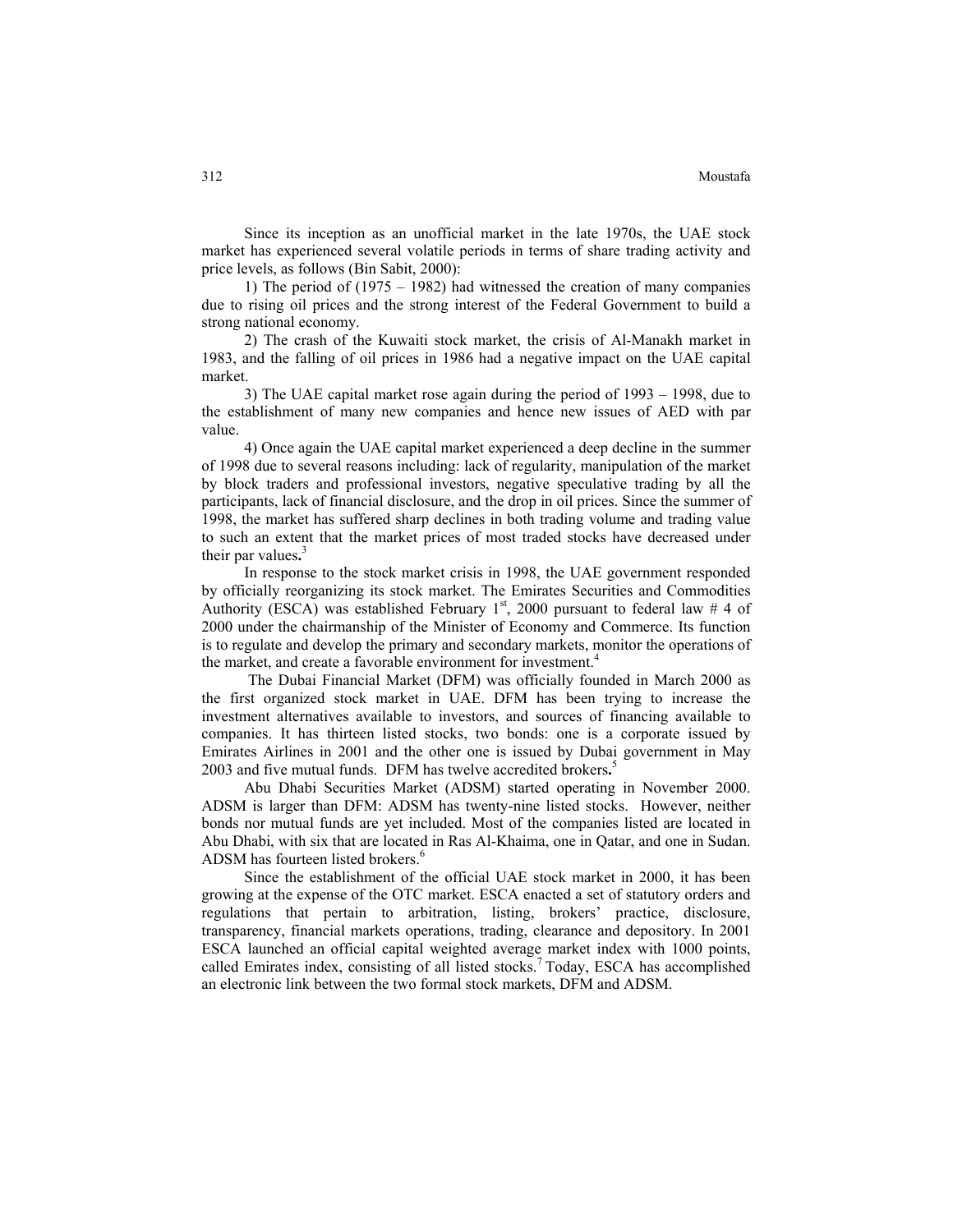Since its inception as an unofficial market in the late 1970s, the UAE stock market has experienced several volatile periods in terms of share trading activity and price levels, as follows (Bin Sabit, 2000):

1) The period of (1975 – 1982) had witnessed the creation of many companies due to rising oil prices and the strong interest of the Federal Government to build a strong national economy.

2) The crash of the Kuwaiti stock market, the crisis of Al-Manakh market in 1983, and the falling of oil prices in 1986 had a negative impact on the UAE capital market.

3) The UAE capital market rose again during the period of 1993 – 1998, due to the establishment of many new companies and hence new issues of AED with par value.

4) Once again the UAE capital market experienced a deep decline in the summer of 1998 due to several reasons including: lack of regularity, manipulation of the market by block traders and professional investors, negative speculative trading by all the participants, lack of financial disclosure, and the drop in oil prices. Since the summer of 1998, the market has suffered sharp declines in both trading volume and trading value to such an extent that the market prices of most traded stocks have decreased under their par values**.**[3]

In response to the stock market crisis in 1998, the UAE government responded by officially reorganizing its stock market. The Emirates Securities and Commodities Authority (ESCA) was established February 1st, 2000 pursuant to federal law # 4 of 2000 under the chairmanship of the Minister of Economy and Commerce. Its function is to regulate and develop the primary and secondary markets, monitor the operations of the market, and create a favorable environment for investment.[4]

The Dubai Financial Market (DFM) was officially founded in March 2000 as the first organized stock market in UAE. DFM has been trying to increase the investment alternatives available to investors, and sources of financing available to companies. It has thirteen listed stocks, two bonds: one is a corporate issued by Emirates Airlines in 2001 and the other one is issued by Dubai government in May 2003 and five mutual funds. DFM has twelve accredited brokers**.**[5]

Abu Dhabi Securities Market (ADSM) started operating in November 2000. ADSM is larger than DFM: ADSM has twenty-nine listed stocks. However, neither bonds nor mutual funds are yet included. Most of the companies listed are located in Abu Dhabi, with six that are located in Ras Al-Khaima, one in Qatar, and one in Sudan. ADSM has fourteen listed brokers.[6]

Since the establishment of the official UAE stock market in 2000, it has been growing at the expense of the OTC market. ESCA enacted a set of statutory orders and regulations that pertain to arbitration, listing, brokers' practice, disclosure, transparency, financial markets operations, trading, clearance and depository. In 2001 ESCA launched an official capital weighted average market index with 1000 points, called Emirates index, consisting of all listed stocks.[7] Today, ESCA has accomplished an electronic link between the two formal stock markets, DFM and ADSM.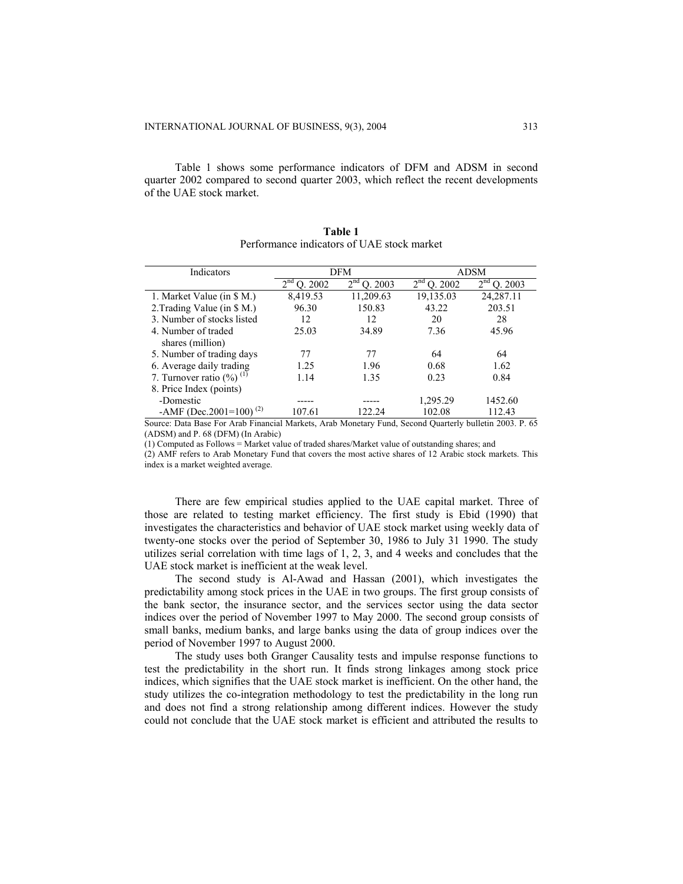Table 1 shows some performance indicators of DFM and ADSM in second quarter 2002 compared to second quarter 2003, which reflect the recent developments of the UAE stock market.

**Table 1**
Performance indicators of UAE stock market

| Indicators | DFM | | ADSM | |
|---|---|---|---|---|
| | 2nd Q. 2002 | 2nd Q. 2003 | 2nd Q. 2002 | 2nd Q. 2003 |
| 1. Market Value (in $ M.) | 8,419.53 | 11,209.63 | 19,135.03 | 24,287.11 |
| 2.Trading Value (in $ M.) | 96.30 | 150.83 | 43.22 | 203.51 |
| 3. Number of stocks listed | 12 | 12 | 20 | 28 |
| 4. Number of traded shares (million) | 25.03 | 34.89 | 7.36 | 45.96 |
| 5. Number of trading days | 77 | 77 | 64 | 64 |
| 6. Average daily trading | 1.25 | 1.96 | 0.68 | 1.62 |
| 7. Turnover ratio (%) (1) | 1.14 | 1.35 | 0.23 | 0.84 |
| 8. Price Index (points) | | | | |
| -Domestic | ----- | ----- | 1,295.29 | 1452.60 |
| -AMF (Dec.2001=100) (2) | 107.61 | 122.24 | 102.08 | 112.43 |

Source: Data Base For Arab Financial Markets, Arab Monetary Fund, Second Quarterly bulletin 2003. P. 65 (ADSM) and P. 68 (DFM) (In Arabic)

(1) Computed as Follows = Market value of traded shares/Market value of outstanding shares; and

(2) AMF refers to Arab Monetary Fund that covers the most active shares of 12 Arabic stock markets. This index is a market weighted average.

There are few empirical studies applied to the UAE capital market. Three of those are related to testing market efficiency. The first study is Ebid (1990) that investigates the characteristics and behavior of UAE stock market using weekly data of twenty-one stocks over the period of September 30, 1986 to July 31 1990. The study utilizes serial correlation with time lags of 1, 2, 3, and 4 weeks and concludes that the UAE stock market is inefficient at the weak level.

The second study is Al-Awad and Hassan (2001), which investigates the predictability among stock prices in the UAE in two groups. The first group consists of the bank sector, the insurance sector, and the services sector using the data sector indices over the period of November 1997 to May 2000. The second group consists of small banks, medium banks, and large banks using the data of group indices over the period of November 1997 to August 2000.

The study uses both Granger Causality tests and impulse response functions to test the predictability in the short run. It finds strong linkages among stock price indices, which signifies that the UAE stock market is inefficient. On the other hand, the study utilizes the co-integration methodology to test the predictability in the long run and does not find a strong relationship among different indices. However the study could not conclude that the UAE stock market is efficient and attributed the results to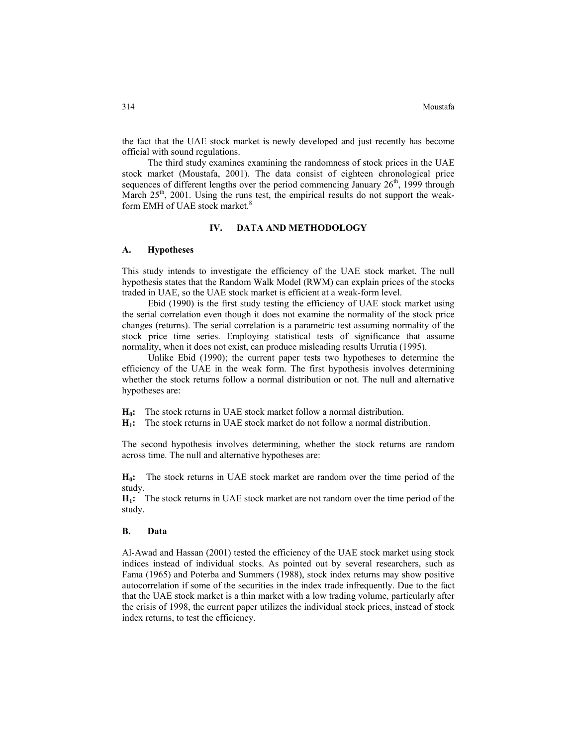the fact that the UAE stock market is newly developed and just recently has become official with sound regulations.

The third study examines examining the randomness of stock prices in the UAE stock market (Moustafa, 2001). The data consist of eighteen chronological price sequences of different lengths over the period commencing January 26th, 1999 through March 25th, 2001. Using the runs test, the empirical results do not support the weak-form EMH of UAE stock market.[8]

## IV. DATA AND METHODOLOGY

### A. Hypotheses

This study intends to investigate the efficiency of the UAE stock market. The null hypothesis states that the Random Walk Model (RWM) can explain prices of the stocks traded in UAE, so the UAE stock market is efficient at a weak-form level.

Ebid (1990) is the first study testing the efficiency of UAE stock market using the serial correlation even though it does not examine the normality of the stock price changes (returns). The serial correlation is a parametric test assuming normality of the stock price time series. Employing statistical tests of significance that assume normality, when it does not exist, can produce misleading results Urrutia (1995).

Unlike Ebid (1990); the current paper tests two hypotheses to determine the efficiency of the UAE in the weak form. The first hypothesis involves determining whether the stock returns follow a normal distribution or not. The null and alternative hypotheses are:

**$H_0$:** The stock returns in UAE stock market follow a normal distribution.
**$H_1$:** The stock returns in UAE stock market do not follow a normal distribution.

The second hypothesis involves determining, whether the stock returns are random across time. The null and alternative hypotheses are:

**$H_0$:** The stock returns in UAE stock market are random over the time period of the study.
**$H_1$:** The stock returns in UAE stock market are not random over the time period of the study.

### B. Data

Al-Awad and Hassan (2001) tested the efficiency of the UAE stock market using stock indices instead of individual stocks. As pointed out by several researchers, such as Fama (1965) and Poterba and Summers (1988), stock index returns may show positive autocorrelation if some of the securities in the index trade infrequently. Due to the fact that the UAE stock market is a thin market with a low trading volume, particularly after the crisis of 1998, the current paper utilizes the individual stock prices, instead of stock index returns, to test the efficiency.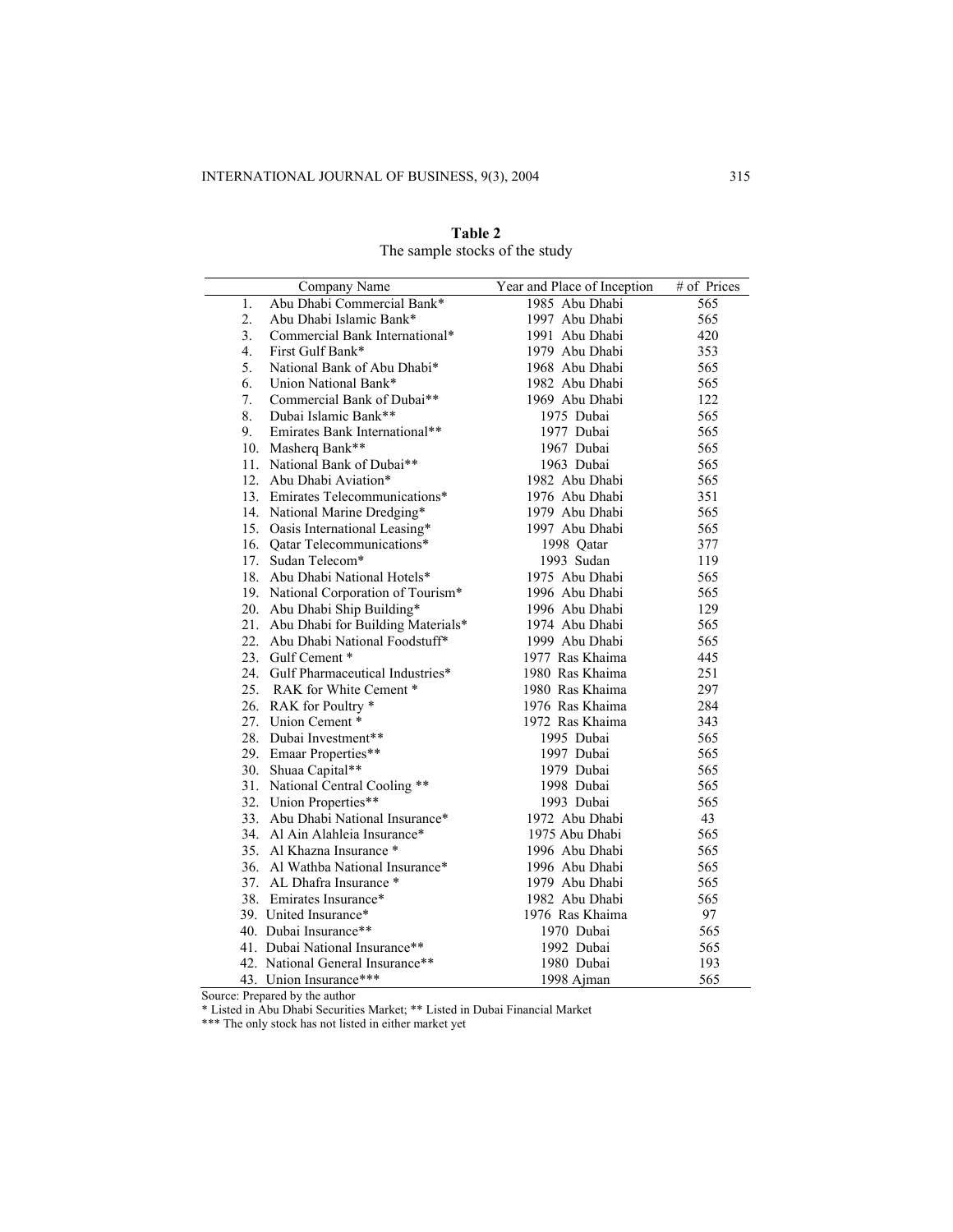**Table 2**
The sample stocks of the study

| | Company Name | Year and Place of Inception | # of Prices |
|---|---|---|---|
| 1. | Abu Dhabi Commercial Bank* | 1985 Abu Dhabi | 565 |
| 2. | Abu Dhabi Islamic Bank* | 1997 Abu Dhabi | 565 |
| 3. | Commercial Bank International* | 1991 Abu Dhabi | 420 |
| 4. | First Gulf Bank* | 1979 Abu Dhabi | 353 |
| 5. | National Bank of Abu Dhabi* | 1968 Abu Dhabi | 565 |
| 6. | Union National Bank* | 1982 Abu Dhabi | 565 |
| 7. | Commercial Bank of Dubai** | 1969 Abu Dhabi | 122 |
| 8. | Dubai Islamic Bank** | 1975 Dubai | 565 |
| 9. | Emirates Bank International** | 1977 Dubai | 565 |
| 10. | Masherq Bank** | 1967 Dubai | 565 |
| 11. | National Bank of Dubai** | 1963 Dubai | 565 |
| 12. | Abu Dhabi Aviation* | 1982 Abu Dhabi | 565 |
| 13. | Emirates Telecommunications* | 1976 Abu Dhabi | 351 |
| 14. | National Marine Dredging* | 1979 Abu Dhabi | 565 |
| 15. | Oasis International Leasing* | 1997 Abu Dhabi | 565 |
| 16. | Qatar Telecommunications* | 1998 Qatar | 377 |
| 17. | Sudan Telecom* | 1993 Sudan | 119 |
| 18. | Abu Dhabi National Hotels* | 1975 Abu Dhabi | 565 |
| 19. | National Corporation of Tourism* | 1996 Abu Dhabi | 565 |
| 20. | Abu Dhabi Ship Building* | 1996 Abu Dhabi | 129 |
| 21. | Abu Dhabi for Building Materials* | 1974 Abu Dhabi | 565 |
| 22. | Abu Dhabi National Foodstuff* | 1999 Abu Dhabi | 565 |
| 23. | Gulf Cement * | 1977 Ras Khaima | 445 |
| 24. | Gulf Pharmaceutical Industries* | 1980 Ras Khaima | 251 |
| 25. | RAK for White Cement * | 1980 Ras Khaima | 297 |
| 26. | RAK for Poultry * | 1976 Ras Khaima | 284 |
| 27. | Union Cement * | 1972 Ras Khaima | 343 |
| 28. | Dubai Investment** | 1995 Dubai | 565 |
| 29. | Emaar Properties** | 1997 Dubai | 565 |
| 30. | Shuaa Capital** | 1979 Dubai | 565 |
| 31. | National Central Cooling ** | 1998 Dubai | 565 |
| 32. | Union Properties** | 1993 Dubai | 565 |
| 33. | Abu Dhabi National Insurance* | 1972 Abu Dhabi | 43 |
| 34. | Al Ain Alahleia Insurance* | 1975 Abu Dhabi | 565 |
| 35. | Al Khazna Insurance * | 1996 Abu Dhabi | 565 |
| 36. | Al Wathba National Insurance* | 1996 Abu Dhabi | 565 |
| 37. | AL Dhafra Insurance * | 1979 Abu Dhabi | 565 |
| 38. | Emirates Insurance* | 1982 Abu Dhabi | 565 |
| 39. | United Insurance* | 1976 Ras Khaima | 97 |
| 40. | Dubai Insurance** | 1970 Dubai | 565 |
| 41. | Dubai National Insurance** | 1992 Dubai | 565 |
| 42. | National General Insurance** | 1980 Dubai | 193 |
| 43. | Union Insurance*** | 1998 Ajman | 565 |

Source: Prepared by the author

* Listed in Abu Dhabi Securities Market; ** Listed in Dubai Financial Market

*** The only stock has not listed in either market yet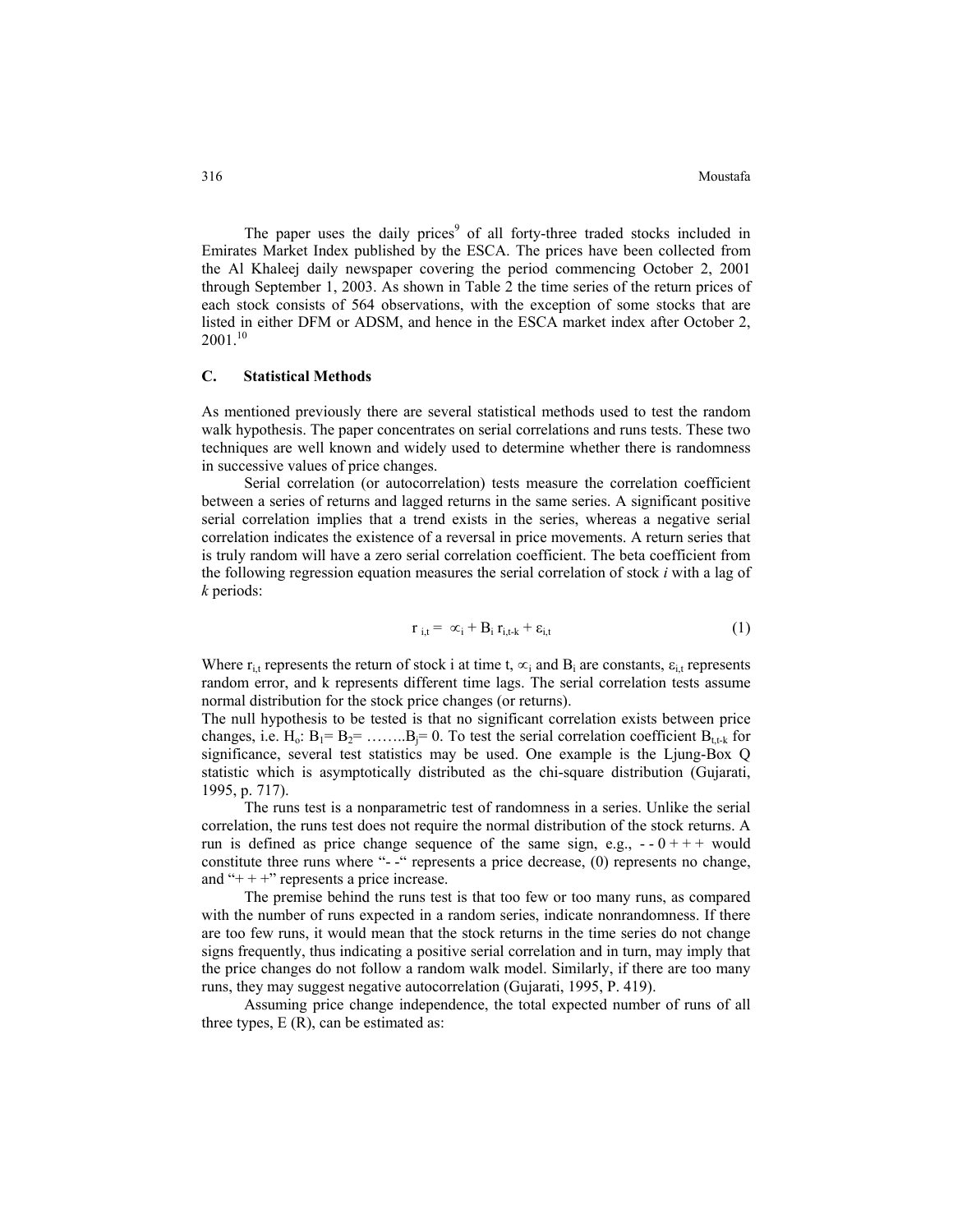The paper uses the daily prices[9] of all forty-three traded stocks included in Emirates Market Index published by the ESCA. The prices have been collected from the Al Khaleej daily newspaper covering the period commencing October 2, 2001 through September 1, 2003. As shown in Table 2 the time series of the return prices of each stock consists of 564 observations, with the exception of some stocks that are listed in either DFM or ADSM, and hence in the ESCA market index after October 2, 2001.[10]

### C. Statistical Methods

As mentioned previously there are several statistical methods used to test the random walk hypothesis. The paper concentrates on serial correlations and runs tests. These two techniques are well known and widely used to determine whether there is randomness in successive values of price changes.

Serial correlation (or autocorrelation) tests measure the correlation coefficient between a series of returns and lagged returns in the same series. A significant positive serial correlation implies that a trend exists in the series, whereas a negative serial correlation indicates the existence of a reversal in price movements. A return series that is truly random will have a zero serial correlation coefficient. The beta coefficient from the following regression equation measures the serial correlation of stock *i* with a lag of *k* periods:

$$r_{i,t} = \propto_i + B_i\, r_{i,t-k} + \varepsilon_{i,t} \tag{1}$$

Where $r_{i,t}$ represents the return of stock i at time t, $\propto_i$ and $B_i$ are constants, $\varepsilon_{i,t}$ represents random error, and k represents different time lags. The serial correlation tests assume normal distribution for the stock price changes (or returns).

The null hypothesis to be tested is that no significant correlation exists between price changes, i.e. $H_o$: $B_1 = B_2 = \ldots\ldots B_j = 0$. To test the serial correlation coefficient $B_{t,t\text{-}k}$ for significance, several test statistics may be used. One example is the Ljung-Box Q statistic which is asymptotically distributed as the chi-square distribution (Gujarati, 1995, p. 717).

The runs test is a nonparametric test of randomness in a series. Unlike the serial correlation, the runs test does not require the normal distribution of the stock returns. A run is defined as price change sequence of the same sign, e.g., - - 0 + + + would constitute three runs where "- -" represents a price decrease, (0) represents no change, and "+ + +" represents a price increase.

The premise behind the runs test is that too few or too many runs, as compared with the number of runs expected in a random series, indicate nonrandomness. If there are too few runs, it would mean that the stock returns in the time series do not change signs frequently, thus indicating a positive serial correlation and in turn, may imply that the price changes do not follow a random walk model. Similarly, if there are too many runs, they may suggest negative autocorrelation (Gujarati, 1995, P. 419).

Assuming price change independence, the total expected number of runs of all three types, E (R), can be estimated as: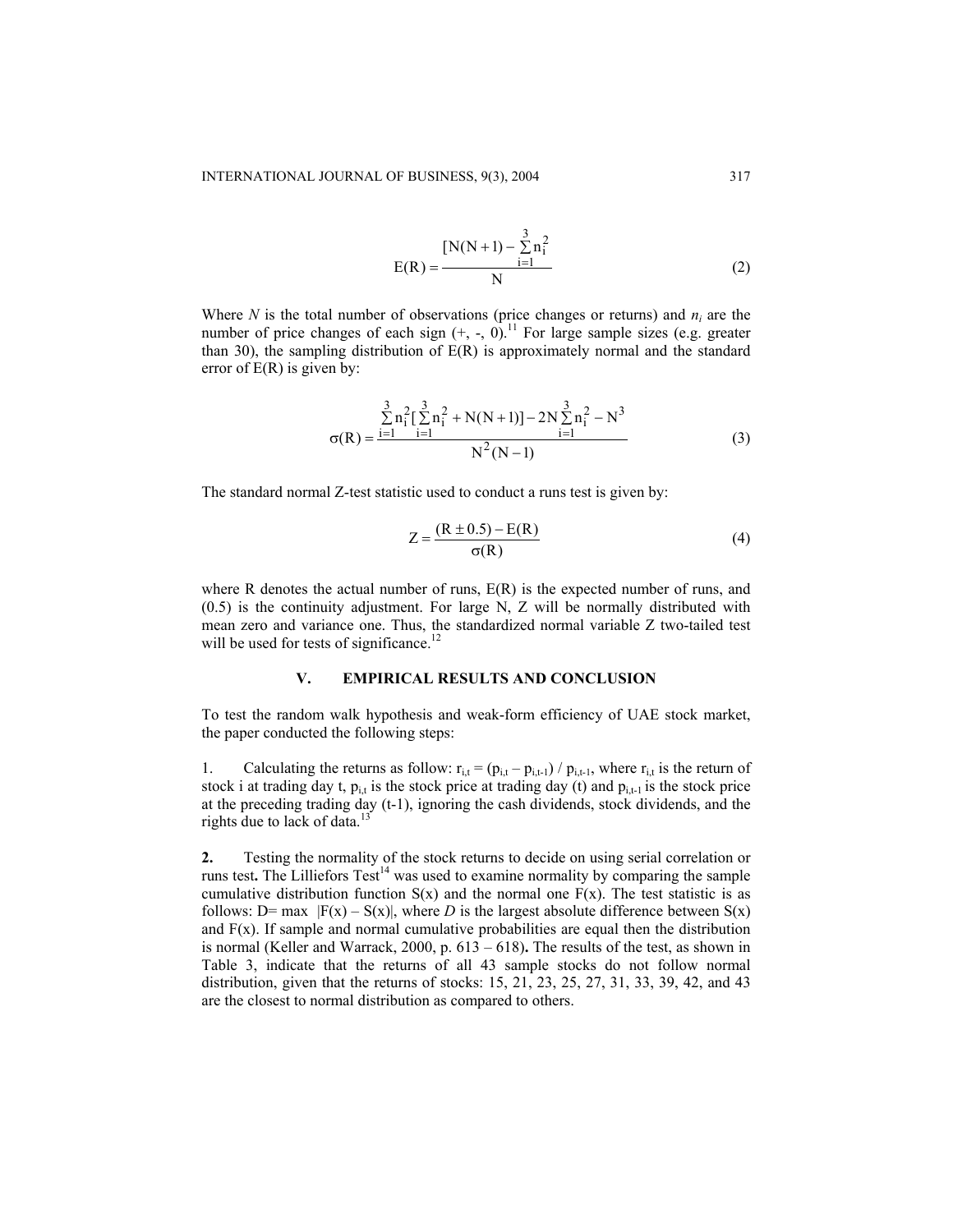$$E(R) = \frac{[N(N+1) - \sum_{i=1}^{3} n_i^2}{N} \tag{2}$$

Where *N* is the total number of observations (price changes or returns) and $n_i$ are the number of price changes of each sign (+, -, 0).[11] For large sample sizes (e.g. greater than 30), the sampling distribution of E(R) is approximately normal and the standard error of E(R) is given by:

$$\sigma(R) = \frac{\sum_{i=1}^{3} n_i^2 [\sum_{i=1}^{3} n_i^2 + N(N+1)] - 2N \sum_{i=1}^{3} n_i^2 - N^3}{N^2(N-1)} \tag{3}$$

The standard normal Z-test statistic used to conduct a runs test is given by:

$$Z = \frac{(R \pm 0.5) - E(R)}{\sigma(R)} \tag{4}$$

where R denotes the actual number of runs, E(R) is the expected number of runs, and (0.5) is the continuity adjustment. For large N, Z will be normally distributed with mean zero and variance one. Thus, the standardized normal variable Z two-tailed test will be used for tests of significance.[12]

## V. EMPIRICAL RESULTS AND CONCLUSION

To test the random walk hypothesis and weak-form efficiency of UAE stock market, the paper conducted the following steps:

1. Calculating the returns as follow: $r_{i,t} = (p_{i,t} - p_{i,t-1}) / p_{i,t-1}$, where $r_{i,t}$ is the return of stock i at trading day t, $p_{i,t}$ is the stock price at trading day (t) and $p_{i,t-1}$ is the stock price at the preceding trading day (t-1), ignoring the cash dividends, stock dividends, and the rights due to lack of data.[13]

**2.** Testing the normality of the stock returns to decide on using serial correlation or runs test**.** The Lilliefors Test[14] was used to examine normality by comparing the sample cumulative distribution function S(x) and the normal one F(x). The test statistic is as follows: D= max $|F(x) - S(x)|$, where *D* is the largest absolute difference between S(x) and F(x). If sample and normal cumulative probabilities are equal then the distribution is normal (Keller and Warrack, 2000, p. 613 – 618)**.** The results of the test, as shown in Table 3, indicate that the returns of all 43 sample stocks do not follow normal distribution, given that the returns of stocks: 15, 21, 23, 25, 27, 31, 33, 39, 42, and 43 are the closest to normal distribution as compared to others.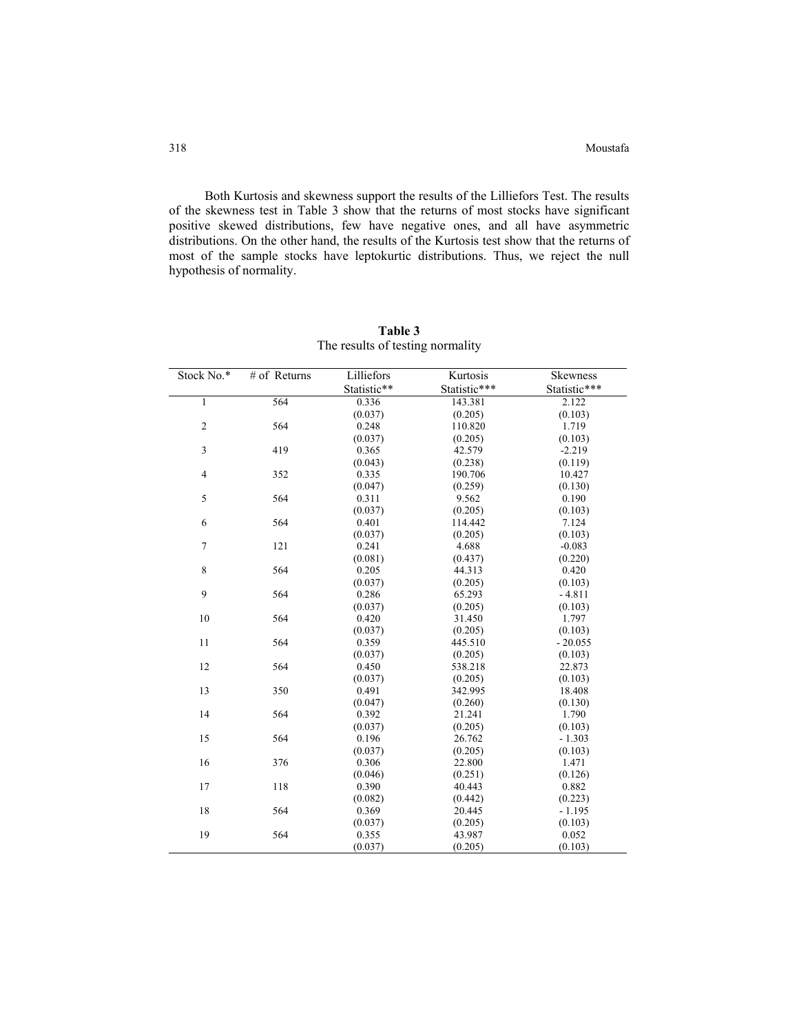Both Kurtosis and skewness support the results of the Lilliefors Test. The results of the skewness test in Table 3 show that the returns of most stocks have significant positive skewed distributions, few have negative ones, and all have asymmetric distributions. On the other hand, the results of the Kurtosis test show that the returns of most of the sample stocks have leptokurtic distributions. Thus, we reject the null hypothesis of normality.

**Table 3**
The results of testing normality

| Stock No.* | # of Returns | Lilliefors Statistic** | Kurtosis Statistic*** | Skewness Statistic*** |
|---|---|---|---|---|
| 1 | 564 | 0.336 | 143.381 | 2.122 |
| | | (0.037) | (0.205) | (0.103) |
| 2 | 564 | 0.248 | 110.820 | 1.719 |
| | | (0.037) | (0.205) | (0.103) |
| 3 | 419 | 0.365 | 42.579 | -2.219 |
| | | (0.043) | (0.238) | (0.119) |
| 4 | 352 | 0.335 | 190.706 | 10.427 |
| | | (0.047) | (0.259) | (0.130) |
| 5 | 564 | 0.311 | 9.562 | 0.190 |
| | | (0.037) | (0.205) | (0.103) |
| 6 | 564 | 0.401 | 114.442 | 7.124 |
| | | (0.037) | (0.205) | (0.103) |
| 7 | 121 | 0.241 | 4.688 | -0.083 |
| | | (0.081) | (0.437) | (0.220) |
| 8 | 564 | 0.205 | 44.313 | 0.420 |
| | | (0.037) | (0.205) | (0.103) |
| 9 | 564 | 0.286 | 65.293 | - 4.811 |
| | | (0.037) | (0.205) | (0.103) |
| 10 | 564 | 0.420 | 31.450 | 1.797 |
| | | (0.037) | (0.205) | (0.103) |
| 11 | 564 | 0.359 | 445.510 | - 20.055 |
| | | (0.037) | (0.205) | (0.103) |
| 12 | 564 | 0.450 | 538.218 | 22.873 |
| | | (0.037) | (0.205) | (0.103) |
| 13 | 350 | 0.491 | 342.995 | 18.408 |
| | | (0.047) | (0.260) | (0.130) |
| 14 | 564 | 0.392 | 21.241 | 1.790 |
| | | (0.037) | (0.205) | (0.103) |
| 15 | 564 | 0.196 | 26.762 | - 1.303 |
| | | (0.037) | (0.205) | (0.103) |
| 16 | 376 | 0.306 | 22.800 | 1.471 |
| | | (0.046) | (0.251) | (0.126) |
| 17 | 118 | 0.390 | 40.443 | 0.882 |
| | | (0.082) | (0.442) | (0.223) |
| 18 | 564 | 0.369 | 20.445 | - 1.195 |
| | | (0.037) | (0.205) | (0.103) |
| 19 | 564 | 0.355 | 43.987 | 0.052 |
| | | (0.037) | (0.205) | (0.103) |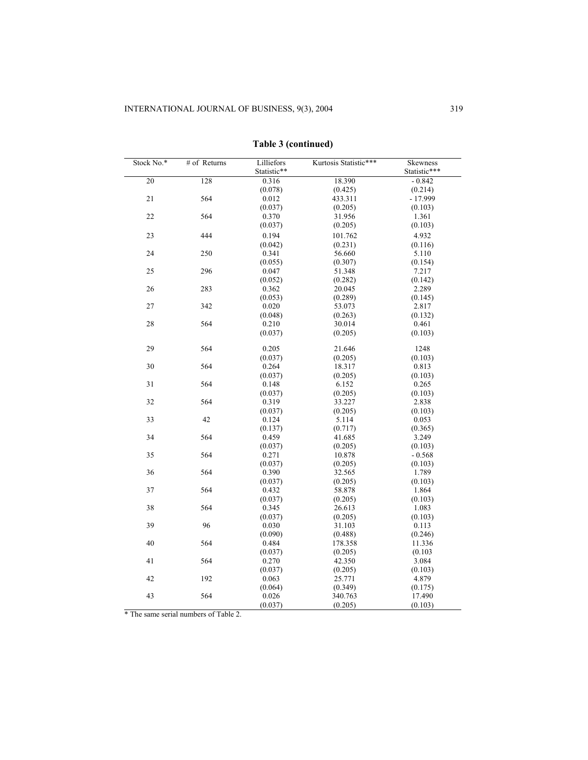**Table 3 (continued)**

| Stock No.* | # of Returns | Lilliefors Statistic** | Kurtosis Statistic*** | Skewness Statistic*** |
|---|---|---|---|---|
| 20 | 128 | 0.316 | 18.390 | - 0.842 |
| | | (0.078) | (0.425) | (0.214) |
| 21 | 564 | 0.012 | 433.311 | - 17.999 |
| | | (0.037) | (0.205) | (0.103) |
| 22 | 564 | 0.370 | 31.956 | 1.361 |
| | | (0.037) | (0.205) | (0.103) |
| 23 | 444 | 0.194 | 101.762 | 4.932 |
| | | (0.042) | (0.231) | (0.116) |
| 24 | 250 | 0.341 | 56.660 | 5.110 |
| | | (0.055) | (0.307) | (0.154) |
| 25 | 296 | 0.047 | 51.348 | 7.217 |
| | | (0.052) | (0.282) | (0.142) |
| 26 | 283 | 0.362 | 20.045 | 2.289 |
| | | (0.053) | (0.289) | (0.145) |
| 27 | 342 | 0.020 | 53.073 | 2.817 |
| | | (0.048) | (0.263) | (0.132) |
| 28 | 564 | 0.210 | 30.014 | 0.461 |
| | | (0.037) | (0.205) | (0.103) |
| 29 | 564 | 0.205 | 21.646 | 1248 |
| | | (0.037) | (0.205) | (0.103) |
| 30 | 564 | 0.264 | 18.317 | 0.813 |
| | | (0.037) | (0.205) | (0.103) |
| 31 | 564 | 0.148 | 6.152 | 0.265 |
| | | (0.037) | (0.205) | (0.103) |
| 32 | 564 | 0.319 | 33.227 | 2.838 |
| | | (0.037) | (0.205) | (0.103) |
| 33 | 42 | 0.124 | 5.114 | 0.053 |
| | | (0.137) | (0.717) | (0.365) |
| 34 | 564 | 0.459 | 41.685 | 3.249 |
| | | (0.037) | (0.205) | (0.103) |
| 35 | 564 | 0.271 | 10.878 | - 0.568 |
| | | (0.037) | (0.205) | (0.103) |
| 36 | 564 | 0.390 | 32.565 | 1.789 |
| | | (0.037) | (0.205) | (0.103) |
| 37 | 564 | 0.432 | 58.878 | 1.864 |
| | | (0.037) | (0.205) | (0.103) |
| 38 | 564 | 0.345 | 26.613 | 1.083 |
| | | (0.037) | (0.205) | (0.103) |
| 39 | 96 | 0.030 | 31.103 | 0.113 |
| | | (0.090) | (0.488) | (0.246) |
| 40 | 564 | 0.484 | 178.358 | 11.336 |
| | | (0.037) | (0.205) | (0.103 |
| 41 | 564 | 0.270 | 42.350 | 3.084 |
| | | (0.037) | (0.205) | (0.103) |
| 42 | 192 | 0.063 | 25.771 | 4.879 |
| | | (0.064) | (0.349) | (0.175) |
| 43 | 564 | 0.026 | 340.763 | 17.490 |
| | | (0.037) | (0.205) | (0.103) |

* The same serial numbers of Table 2.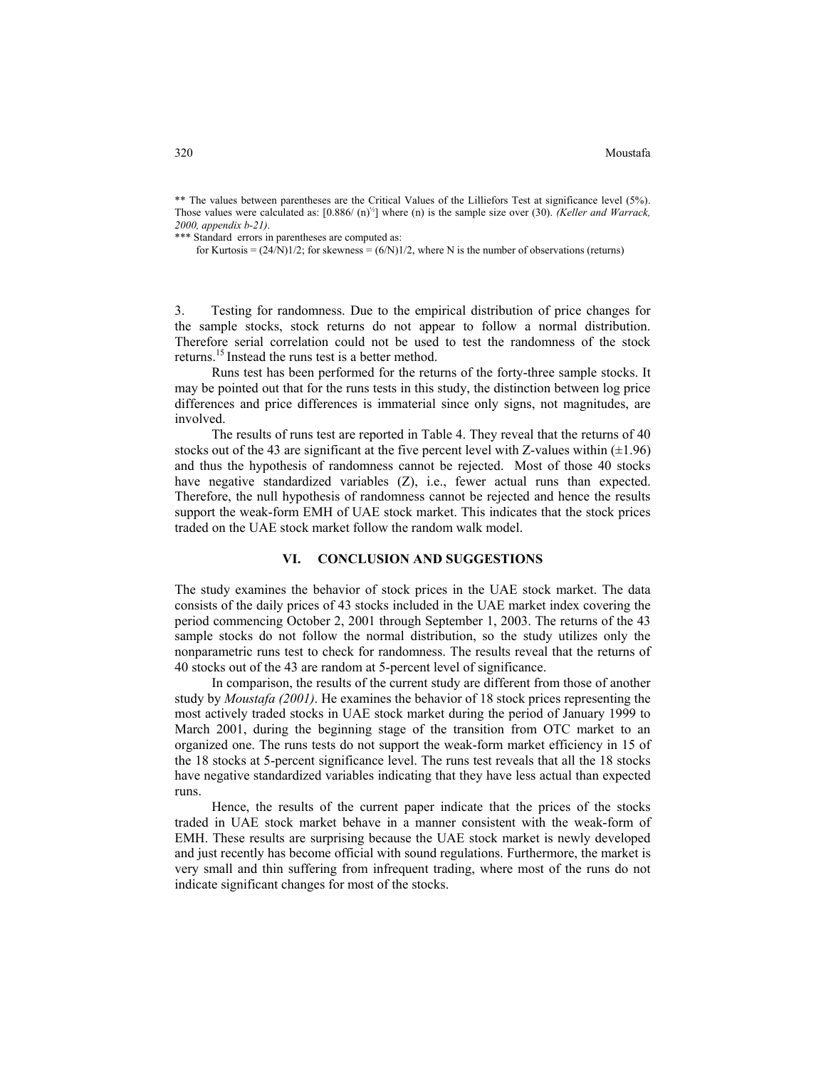** The values between parentheses are the Critical Values of the Lilliefors Test at significance level (5%). Those values were calculated as: [0.886/ $(n)^{½}$] where (n) is the sample size over (30). *(Keller and Warrack, 2000, appendix b-21)*.

*** Standard errors in parentheses are computed as:

for Kurtosis = (24/N)1/2; for skewness = (6/N)1/2, where N is the number of observations (returns)

3. Testing for randomness. Due to the empirical distribution of price changes for the sample stocks, stock returns do not appear to follow a normal distribution. Therefore serial correlation could not be used to test the randomness of the stock returns.[15] Instead the runs test is a better method.

Runs test has been performed for the returns of the forty-three sample stocks. It may be pointed out that for the runs tests in this study, the distinction between log price differences and price differences is immaterial since only signs, not magnitudes, are involved.

The results of runs test are reported in Table 4. They reveal that the returns of 40 stocks out of the 43 are significant at the five percent level with Z-values within (±1.96) and thus the hypothesis of randomness cannot be rejected. Most of those 40 stocks have negative standardized variables (Z), i.e., fewer actual runs than expected. Therefore, the null hypothesis of randomness cannot be rejected and hence the results support the weak-form EMH of UAE stock market. This indicates that the stock prices traded on the UAE stock market follow the random walk model.

## VI. CONCLUSION AND SUGGESTIONS

The study examines the behavior of stock prices in the UAE stock market. The data consists of the daily prices of 43 stocks included in the UAE market index covering the period commencing October 2, 2001 through September 1, 2003. The returns of the 43 sample stocks do not follow the normal distribution, so the study utilizes only the nonparametric runs test to check for randomness. The results reveal that the returns of 40 stocks out of the 43 are random at 5-percent level of significance.

In comparison, the results of the current study are different from those of another study by *Moustafa (2001)*. He examines the behavior of 18 stock prices representing the most actively traded stocks in UAE stock market during the period of January 1999 to March 2001, during the beginning stage of the transition from OTC market to an organized one. The runs tests do not support the weak-form market efficiency in 15 of the 18 stocks at 5-percent significance level. The runs test reveals that all the 18 stocks have negative standardized variables indicating that they have less actual than expected runs.

Hence, the results of the current paper indicate that the prices of the stocks traded in UAE stock market behave in a manner consistent with the weak-form of EMH. These results are surprising because the UAE stock market is newly developed and just recently has become official with sound regulations. Furthermore, the market is very small and thin suffering from infrequent trading, where most of the runs do not indicate significant changes for most of the stocks.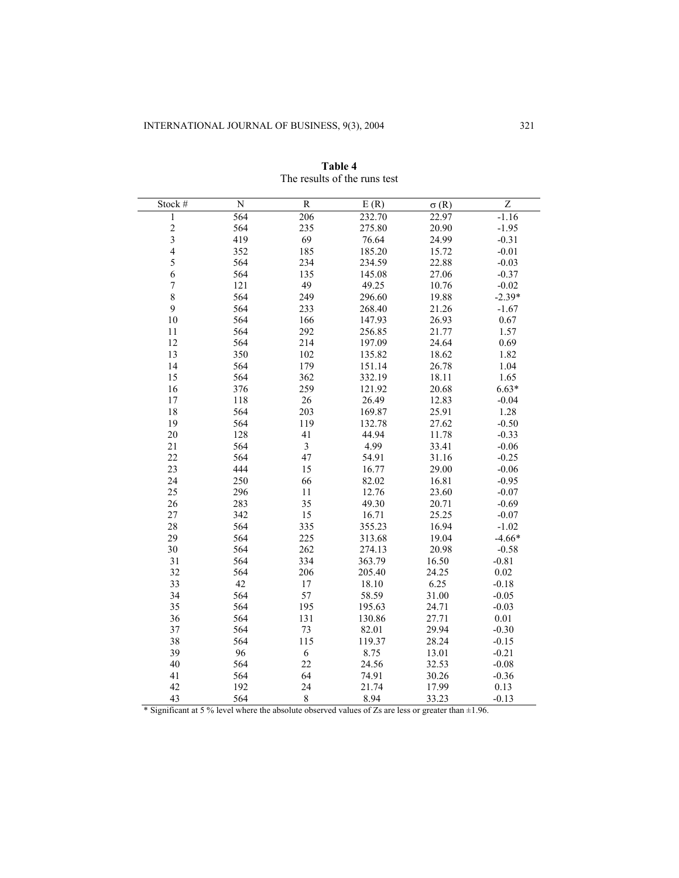**Table 4**
The results of the runs test

| Stock # | N | R | E (R) | σ (R) | Z |
|---|---|---|---|---|---|
| 1 | 564 | 206 | 232.70 | 22.97 | -1.16 |
| 2 | 564 | 235 | 275.80 | 20.90 | -1.95 |
| 3 | 419 | 69 | 76.64 | 24.99 | -0.31 |
| 4 | 352 | 185 | 185.20 | 15.72 | -0.01 |
| 5 | 564 | 234 | 234.59 | 22.88 | -0.03 |
| 6 | 564 | 135 | 145.08 | 27.06 | -0.37 |
| 7 | 121 | 49 | 49.25 | 10.76 | -0.02 |
| 8 | 564 | 249 | 296.60 | 19.88 | -2.39* |
| 9 | 564 | 233 | 268.40 | 21.26 | -1.67 |
| 10 | 564 | 166 | 147.93 | 26.93 | 0.67 |
| 11 | 564 | 292 | 256.85 | 21.77 | 1.57 |
| 12 | 564 | 214 | 197.09 | 24.64 | 0.69 |
| 13 | 350 | 102 | 135.82 | 18.62 | 1.82 |
| 14 | 564 | 179 | 151.14 | 26.78 | 1.04 |
| 15 | 564 | 362 | 332.19 | 18.11 | 1.65 |
| 16 | 376 | 259 | 121.92 | 20.68 | 6.63* |
| 17 | 118 | 26 | 26.49 | 12.83 | -0.04 |
| 18 | 564 | 203 | 169.87 | 25.91 | 1.28 |
| 19 | 564 | 119 | 132.78 | 27.62 | -0.50 |
| 20 | 128 | 41 | 44.94 | 11.78 | -0.33 |
| 21 | 564 | 3 | 4.99 | 33.41 | -0.06 |
| 22 | 564 | 47 | 54.91 | 31.16 | -0.25 |
| 23 | 444 | 15 | 16.77 | 29.00 | -0.06 |
| 24 | 250 | 66 | 82.02 | 16.81 | -0.95 |
| 25 | 296 | 11 | 12.76 | 23.60 | -0.07 |
| 26 | 283 | 35 | 49.30 | 20.71 | -0.69 |
| 27 | 342 | 15 | 16.71 | 25.25 | -0.07 |
| 28 | 564 | 335 | 355.23 | 16.94 | -1.02 |
| 29 | 564 | 225 | 313.68 | 19.04 | -4.66* |
| 30 | 564 | 262 | 274.13 | 20.98 | -0.58 |
| 31 | 564 | 334 | 363.79 | 16.50 | -0.81 |
| 32 | 564 | 206 | 205.40 | 24.25 | 0.02 |
| 33 | 42 | 17 | 18.10 | 6.25 | -0.18 |
| 34 | 564 | 57 | 58.59 | 31.00 | -0.05 |
| 35 | 564 | 195 | 195.63 | 24.71 | -0.03 |
| 36 | 564 | 131 | 130.86 | 27.71 | 0.01 |
| 37 | 564 | 73 | 82.01 | 29.94 | -0.30 |
| 38 | 564 | 115 | 119.37 | 28.24 | -0.15 |
| 39 | 96 | 6 | 8.75 | 13.01 | -0.21 |
| 40 | 564 | 22 | 24.56 | 32.53 | -0.08 |
| 41 | 564 | 64 | 74.91 | 30.26 | -0.36 |
| 42 | 192 | 24 | 21.74 | 17.99 | 0.13 |
| 43 | 564 | 8 | 8.94 | 33.23 | -0.13 |

* Significant at 5 % level where the absolute observed values of Zs are less or greater than ±1.96.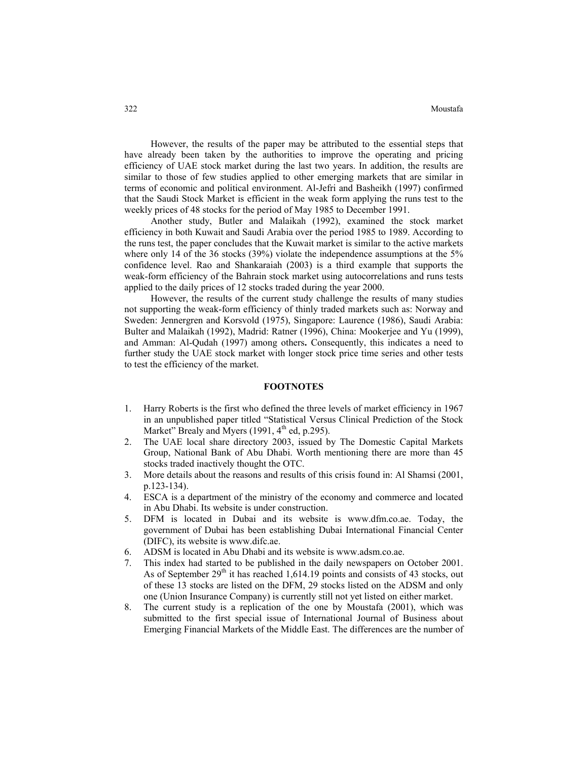However, the results of the paper may be attributed to the essential steps that have already been taken by the authorities to improve the operating and pricing efficiency of UAE stock market during the last two years. In addition, the results are similar to those of few studies applied to other emerging markets that are similar in terms of economic and political environment. Al-Jefri and Basheikh (1997) confirmed that the Saudi Stock Market is efficient in the weak form applying the runs test to the weekly prices of 48 stocks for the period of May 1985 to December 1991.

Another study, Butler and Malaikah (1992), examined the stock market efficiency in both Kuwait and Saudi Arabia over the period 1985 to 1989. According to the runs test, the paper concludes that the Kuwait market is similar to the active markets where only 14 of the 36 stocks (39%) violate the independence assumptions at the 5% confidence level. Rao and Shankaraiah (2003) is a third example that supports the weak-form efficiency of the Bahrain stock market using autocorrelations and runs tests applied to the daily prices of 12 stocks traded during the year 2000.

However, the results of the current study challenge the results of many studies not supporting the weak-form efficiency of thinly traded markets such as: Norway and Sweden: Jennergren and Korsvold (1975), Singapore: Laurence (1986), Saudi Arabia: Bulter and Malaikah (1992), Madrid: Ratner (1996), China: Mookerjee and Yu (1999), and Amman: Al-Qudah (1997) among others**.** Consequently, this indicates a need to further study the UAE stock market with longer stock price time series and other tests to test the efficiency of the market.

## FOOTNOTES

1. Harry Roberts is the first who defined the three levels of market efficiency in 1967 in an unpublished paper titled "Statistical Versus Clinical Prediction of the Stock Market" Brealy and Myers (1991, 4th ed, p.295).
2. The UAE local share directory 2003, issued by The Domestic Capital Markets Group, National Bank of Abu Dhabi. Worth mentioning there are more than 45 stocks traded inactively thought the OTC.
3. More details about the reasons and results of this crisis found in: Al Shamsi (2001, p.123-134).
4. ESCA is a department of the ministry of the economy and commerce and located in Abu Dhabi. Its website is under construction.
5. DFM is located in Dubai and its website is www.dfm.co.ae. Today, the government of Dubai has been establishing Dubai International Financial Center (DIFC), its website is www.difc.ae.
6. ADSM is located in Abu Dhabi and its website is www.adsm.co.ae.
7. This index had started to be published in the daily newspapers on October 2001. As of September 29th it has reached 1,614.19 points and consists of 43 stocks, out of these 13 stocks are listed on the DFM, 29 stocks listed on the ADSM and only one (Union Insurance Company) is currently still not yet listed on either market.
8. The current study is a replication of the one by Moustafa (2001), which was submitted to the first special issue of International Journal of Business about Emerging Financial Markets of the Middle East. The differences are the number of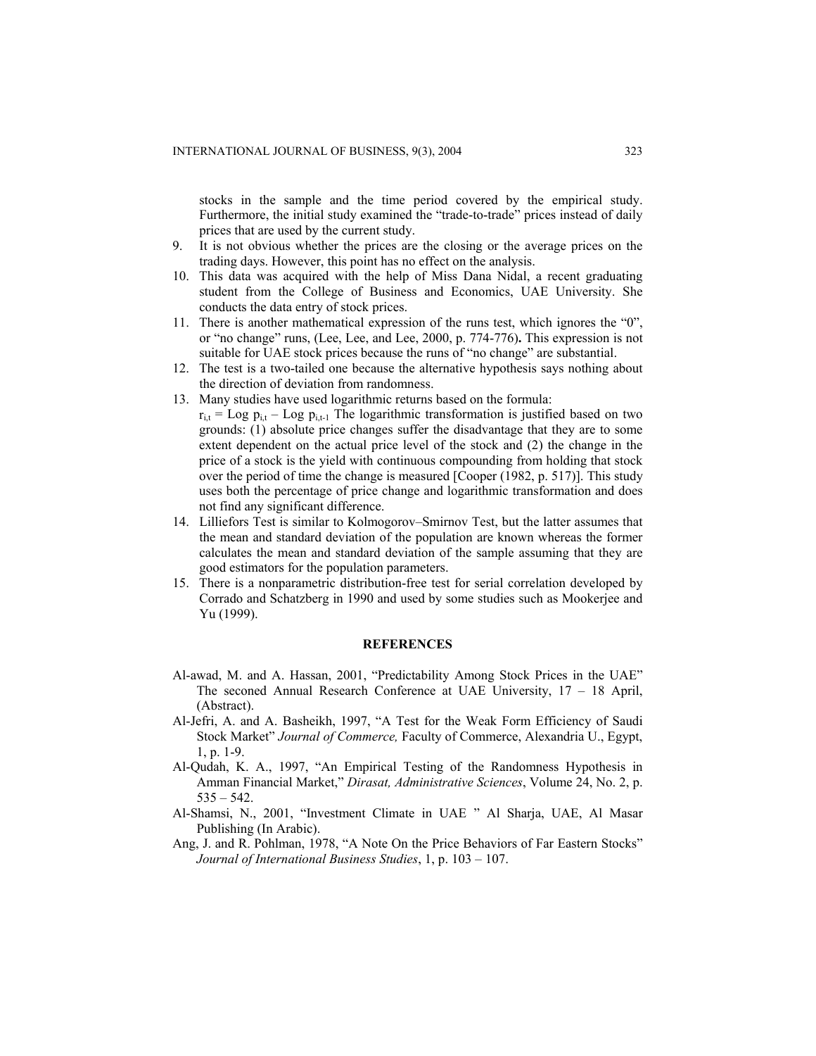stocks in the sample and the time period covered by the empirical study. Furthermore, the initial study examined the "trade-to-trade" prices instead of daily prices that are used by the current study.

9. It is not obvious whether the prices are the closing or the average prices on the trading days. However, this point has no effect on the analysis.
10. This data was acquired with the help of Miss Dana Nidal, a recent graduating student from the College of Business and Economics, UAE University. She conducts the data entry of stock prices.
11. There is another mathematical expression of the runs test, which ignores the "0", or "no change" runs, (Lee, Lee, and Lee, 2000, p. 774-776). This expression is not suitable for UAE stock prices because the runs of "no change" are substantial.
12. The test is a two-tailed one because the alternative hypothesis says nothing about the direction of deviation from randomness.
13. Many studies have used logarithmic returns based on the formula: $r_{i,t} = \text{Log } p_{i,t} - \text{Log } p_{i,t-1}$ The logarithmic transformation is justified based on two grounds: (1) absolute price changes suffer the disadvantage that they are to some extent dependent on the actual price level of the stock and (2) the change in the price of a stock is the yield with continuous compounding from holding that stock over the period of time the change is measured [Cooper (1982, p. 517)]. This study uses both the percentage of price change and logarithmic transformation and does not find any significant difference.
14. Lilliefors Test is similar to Kolmogorov–Smirnov Test, but the latter assumes that the mean and standard deviation of the population are known whereas the former calculates the mean and standard deviation of the sample assuming that they are good estimators for the population parameters.
15. There is a nonparametric distribution-free test for serial correlation developed by Corrado and Schatzberg in 1990 and used by some studies such as Mookerjee and Yu (1999).

## REFERENCES

Al-awad, M. and A. Hassan, 2001, "Predictability Among Stock Prices in the UAE" The seconed Annual Research Conference at UAE University, 17 – 18 April, (Abstract).

Al-Jefri, A. and A. Basheikh, 1997, "A Test for the Weak Form Efficiency of Saudi Stock Market" *Journal of Commerce,* Faculty of Commerce, Alexandria U., Egypt, 1, p. 1-9.

Al-Qudah, K. A., 1997, "An Empirical Testing of the Randomness Hypothesis in Amman Financial Market," *Dirasat, Administrative Sciences*, Volume 24, No. 2, p. 535 – 542.

Al-Shamsi, N., 2001, "Investment Climate in UAE " Al Sharja, UAE, Al Masar Publishing (In Arabic).

Ang, J. and R. Pohlman, 1978, "A Note On the Price Behaviors of Far Eastern Stocks" *Journal of International Business Studies*, 1, p. 103 – 107.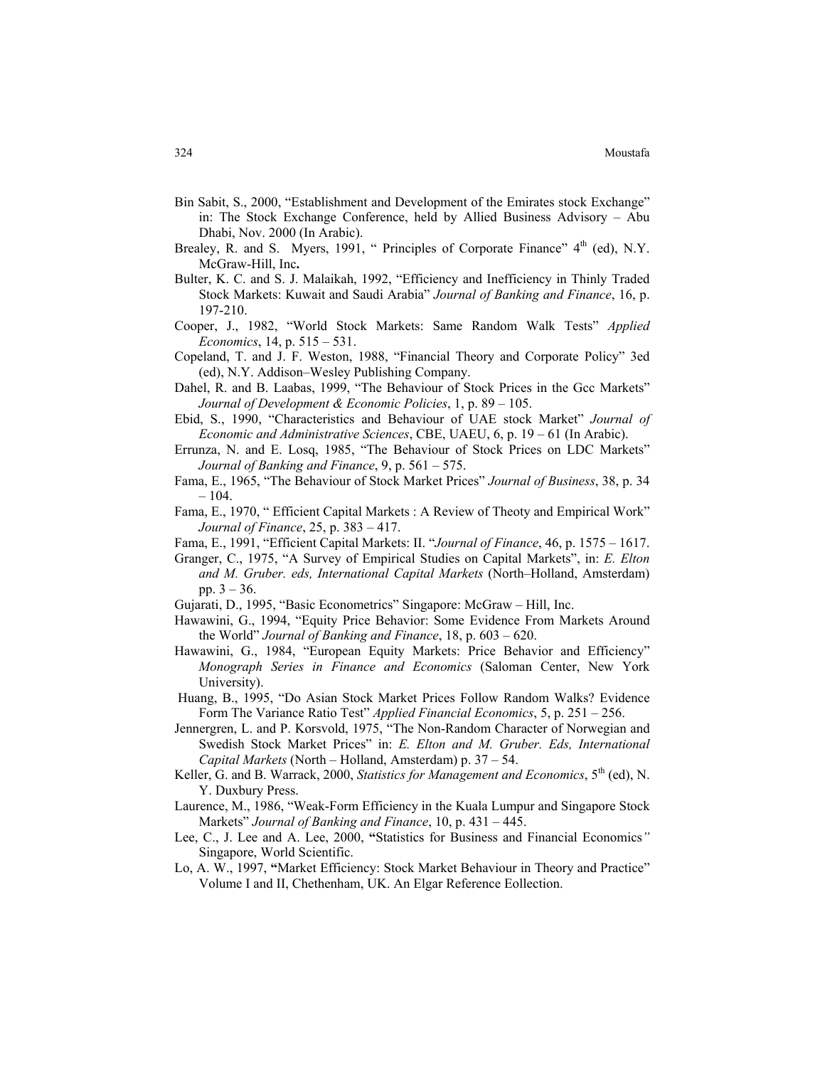Bin Sabit, S., 2000, "Establishment and Development of the Emirates stock Exchange" in: The Stock Exchange Conference, held by Allied Business Advisory – Abu Dhabi, Nov. 2000 (In Arabic).

Brealey, R. and S. Myers, 1991, " Principles of Corporate Finance" 4th (ed), N.Y. McGraw-Hill, Inc**.**

Bulter, K. C. and S. J. Malaikah, 1992, "Efficiency and Inefficiency in Thinly Traded Stock Markets: Kuwait and Saudi Arabia" *Journal of Banking and Finance*, 16, p. 197-210.

Cooper, J., 1982, "World Stock Markets: Same Random Walk Tests" *Applied Economics*, 14, p. 515 – 531.

Copeland, T. and J. F. Weston, 1988, "Financial Theory and Corporate Policy" 3ed (ed), N.Y. Addison–Wesley Publishing Company.

Dahel, R. and B. Laabas, 1999, "The Behaviour of Stock Prices in the Gcc Markets" *Journal of Development & Economic Policies*, 1, p. 89 – 105.

Ebid, S., 1990, "Characteristics and Behaviour of UAE stock Market" *Journal of Economic and Administrative Sciences*, CBE, UAEU, 6, p. 19 – 61 (In Arabic).

Errunza, N. and E. Losq, 1985, "The Behaviour of Stock Prices on LDC Markets" *Journal of Banking and Finance*, 9, p. 561 – 575.

Fama, E., 1965, "The Behaviour of Stock Market Prices" *Journal of Business*, 38, p. 34 – 104.

Fama, E., 1970, " Efficient Capital Markets : A Review of Theoty and Empirical Work" *Journal of Finance*, 25, p. 383 – 417.

Fama, E., 1991, "Efficient Capital Markets: II. "*Journal of Finance*, 46, p. 1575 – 1617.

Granger, C., 1975, "A Survey of Empirical Studies on Capital Markets", in: *E. Elton and M. Gruber. eds, International Capital Markets* (North–Holland, Amsterdam) pp. 3 – 36.

Gujarati, D., 1995, "Basic Econometrics" Singapore: McGraw – Hill, Inc.

Hawawini, G., 1994, "Equity Price Behavior: Some Evidence From Markets Around the World" *Journal of Banking and Finance*, 18, p. 603 – 620.

Hawawini, G., 1984, "European Equity Markets: Price Behavior and Efficiency" *Monograph Series in Finance and Economics* (Saloman Center, New York University).

Huang, B., 1995, "Do Asian Stock Market Prices Follow Random Walks? Evidence Form The Variance Ratio Test" *Applied Financial Economics*, 5, p. 251 – 256.

Jennergren, L. and P. Korsvold, 1975, "The Non-Random Character of Norwegian and Swedish Stock Market Prices" in: *E. Elton and M. Gruber. Eds, International Capital Markets* (North – Holland, Amsterdam) p. 37 – 54.

Keller, G. and B. Warrack, 2000, *Statistics for Management and Economics*, 5th (ed), N. Y. Duxbury Press.

Laurence, M., 1986, "Weak-Form Efficiency in the Kuala Lumpur and Singapore Stock Markets" *Journal of Banking and Finance*, 10, p. 431 – 445.

Lee, C., J. Lee and A. Lee, 2000, **"**Statistics for Business and Financial Economics*"* Singapore, World Scientific.

Lo, A. W., 1997, **"**Market Efficiency: Stock Market Behaviour in Theory and Practice" Volume I and II, Chethenham, UK. An Elgar Reference Eollection.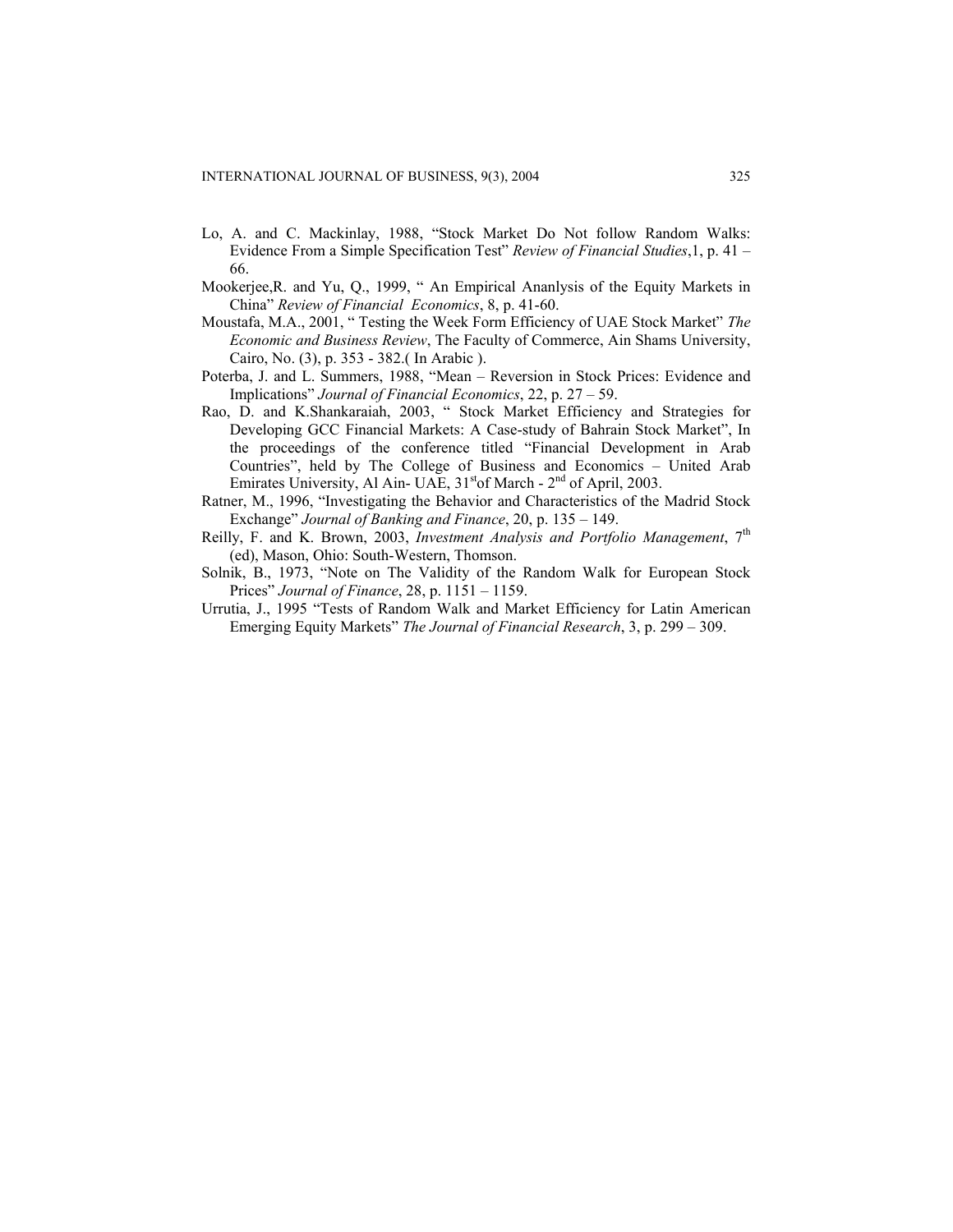Lo, A. and C. Mackinlay, 1988, "Stock Market Do Not follow Random Walks: Evidence From a Simple Specification Test" *Review of Financial Studies*,1, p. 41 – 66.

Mookerjee,R. and Yu, Q., 1999, " An Empirical Ananlysis of the Equity Markets in China" *Review of Financial Economics*, 8, p. 41-60.

Moustafa, M.A., 2001, " Testing the Week Form Efficiency of UAE Stock Market" *The Economic and Business Review*, The Faculty of Commerce, Ain Shams University, Cairo, No. (3), p. 353 - 382.( In Arabic ).

Poterba, J. and L. Summers, 1988, "Mean – Reversion in Stock Prices: Evidence and Implications" *Journal of Financial Economics*, 22, p. 27 – 59.

Rao, D. and K.Shankaraiah, 2003, " Stock Market Efficiency and Strategies for Developing GCC Financial Markets: A Case-study of Bahrain Stock Market", In the proceedings of the conference titled "Financial Development in Arab Countries", held by The College of Business and Economics – United Arab Emirates University, Al Ain- UAE, 31st of March - 2nd of April, 2003.

Ratner, M., 1996, "Investigating the Behavior and Characteristics of the Madrid Stock Exchange" *Journal of Banking and Finance*, 20, p. 135 – 149.

Reilly, F. and K. Brown, 2003, *Investment Analysis and Portfolio Management*, 7th (ed), Mason, Ohio: South-Western, Thomson.

Solnik, B., 1973, "Note on The Validity of the Random Walk for European Stock Prices" *Journal of Finance*, 28, p. 1151 – 1159.

Urrutia, J., 1995 "Tests of Random Walk and Market Efficiency for Latin American Emerging Equity Markets" *The Journal of Financial Research*, 3, p. 299 – 309.